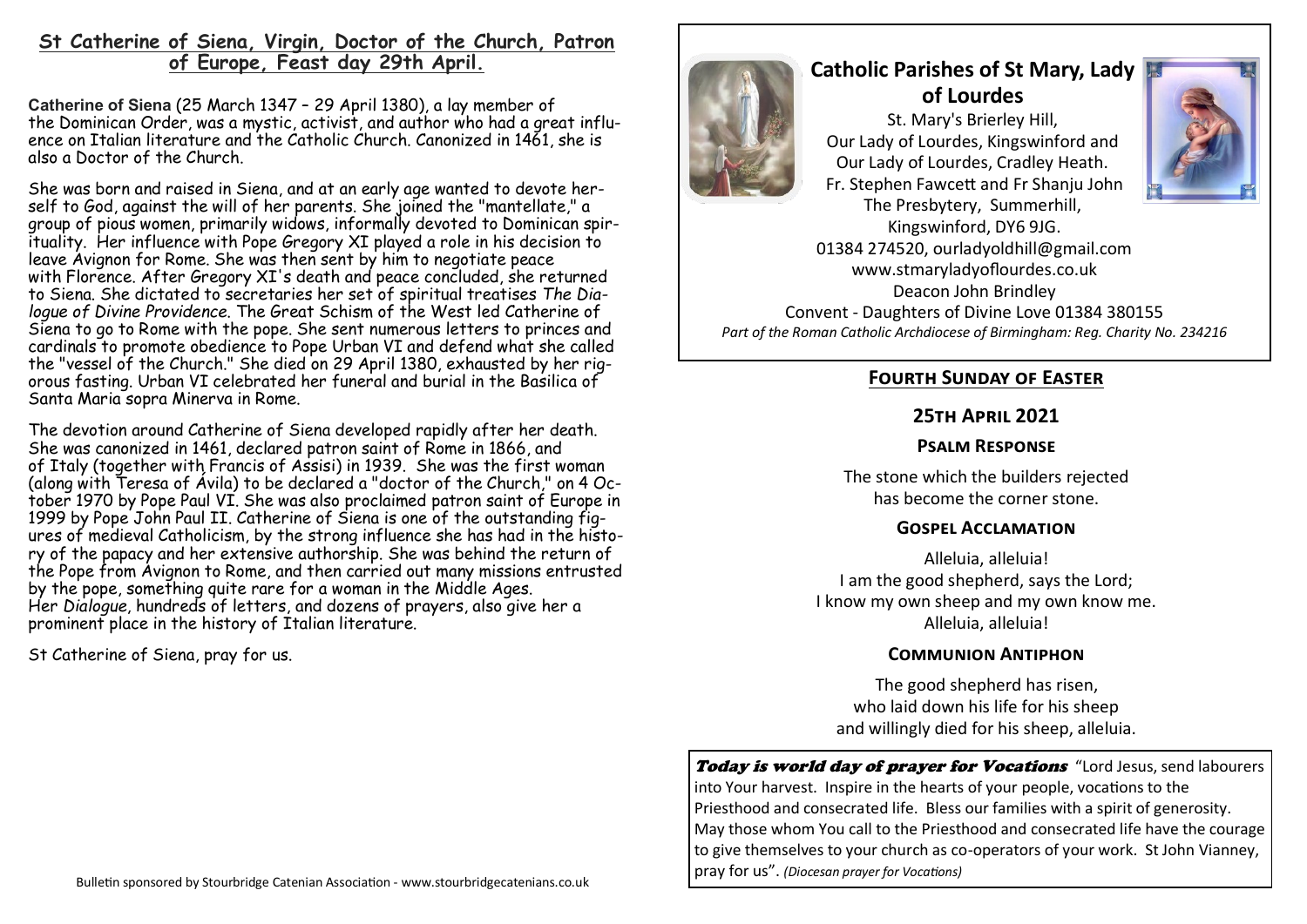## St Catherine of Siena, Virgin, Doctor of the Church, Patron of Europe, Feast day 29th April.

**Catherine of Siena** (25 March 1347 – 29 April 1380), a lay member of the Dominican Order, was a mystic, activist, and author who had a great influence on Italian literature and the Catholic Church. Canonized in 1461, she is also a Doctor of the Church.

She was born and raised in Siena, and at an early age wanted to devote herself to God, against the will of her parents. She joined the "mantellate," a group of pious women, primarily widows, informally devoted to Dominican spirituality. Her influence with Pope Gregory XI played a role in his decision to leave Avignon for Rome. She was then sent by him to negotiate peace with Florence. After Gregory XI's death and peace concluded, she returned to Siena. She dictated to secretaries her set of spiritual treatises *The Dialogue of Divine Providence*. The Great Schism of the West led Catherine of Siena to go to Rome with the pope. She sent numerous letters to princes and cardinals to promote obedience to Pope Urban VI and defend what she called the "vessel of the Church." She died on 29 April 1380, exhausted by her rigorous fasting. Urban VI celebrated her funeral and burial in the Basilica of Santa Maria sopra Minerva in Rome.

The devotion around Catherine of Siena developed rapidly after her death. She was canonized in 1461, declared patron saint of Rome in 1866, and of Italy (together with Francis of Assisi) in 1939. She was the first woman (along with Teresa of Ávila) to be declared a "doctor of the Church," on 4 October 1970 by Pope Paul VI. She was also proclaimed patron saint of Europe in 1999 by Pope John Paul II. Catherine of Siena is one of the outstanding figures of medieval Catholicism, by the strong influence she has had in the history of the papacy and her extensive authorship. She was behind the return of the Pope from Avignon to Rome, and then carried out many missions entrusted by the pope, something quite rare for a woman in the Middle Ages. Her *Dialogue*, hundreds of letters, and dozens of prayers, also give her a prominent place in the history of Italian literature.

St Catherine of Siena, pray for us.

Bulletin sponsored by Stourbridge Catenian Association - www.stourbridgecatenians.co.uk

# Catholic Parishes of St Mary, Lady of Lourdes

St. Mary's Brierley Hill,
Our Lady of Lourdes, Kingswinford and
Our Lady of Lourdes, Cradley Heath.
Fr. Stephen Fawcett and Fr Shanju John
The Presbytery, Summerhill,
Kingswinford, DY6 9JG.
01384 274520, ourladyoldhill@gmail.com
www.stmaryladyoflourdes.co.uk
Deacon John Brindley
Convent - Daughters of Divine Love 01384 380155
*Part of the Roman Catholic Archdiocese of Birmingham: Reg. Charity No. 234216*

## Fourth Sunday of Easter

### 25th April 2021

### Psalm Response

The stone which the builders rejected
has become the corner stone.

### Gospel Acclamation

Alleluia, alleluia!
I am the good shepherd, says the Lord;
I know my own sheep and my own know me.
Alleluia, alleluia!

### Communion Antiphon

The good shepherd has risen,
who laid down his life for his sheep
and willingly died for his sheep, alleluia.

***Today is world day of prayer for Vocations*** "Lord Jesus, send labourers into Your harvest. Inspire in the hearts of your people, vocations to the Priesthood and consecrated life. Bless our families with a spirit of generosity. May those whom You call to the Priesthood and consecrated life have the courage to give themselves to your church as co-operators of your work. St John Vianney, pray for us". *(Diocesan prayer for Vocations)*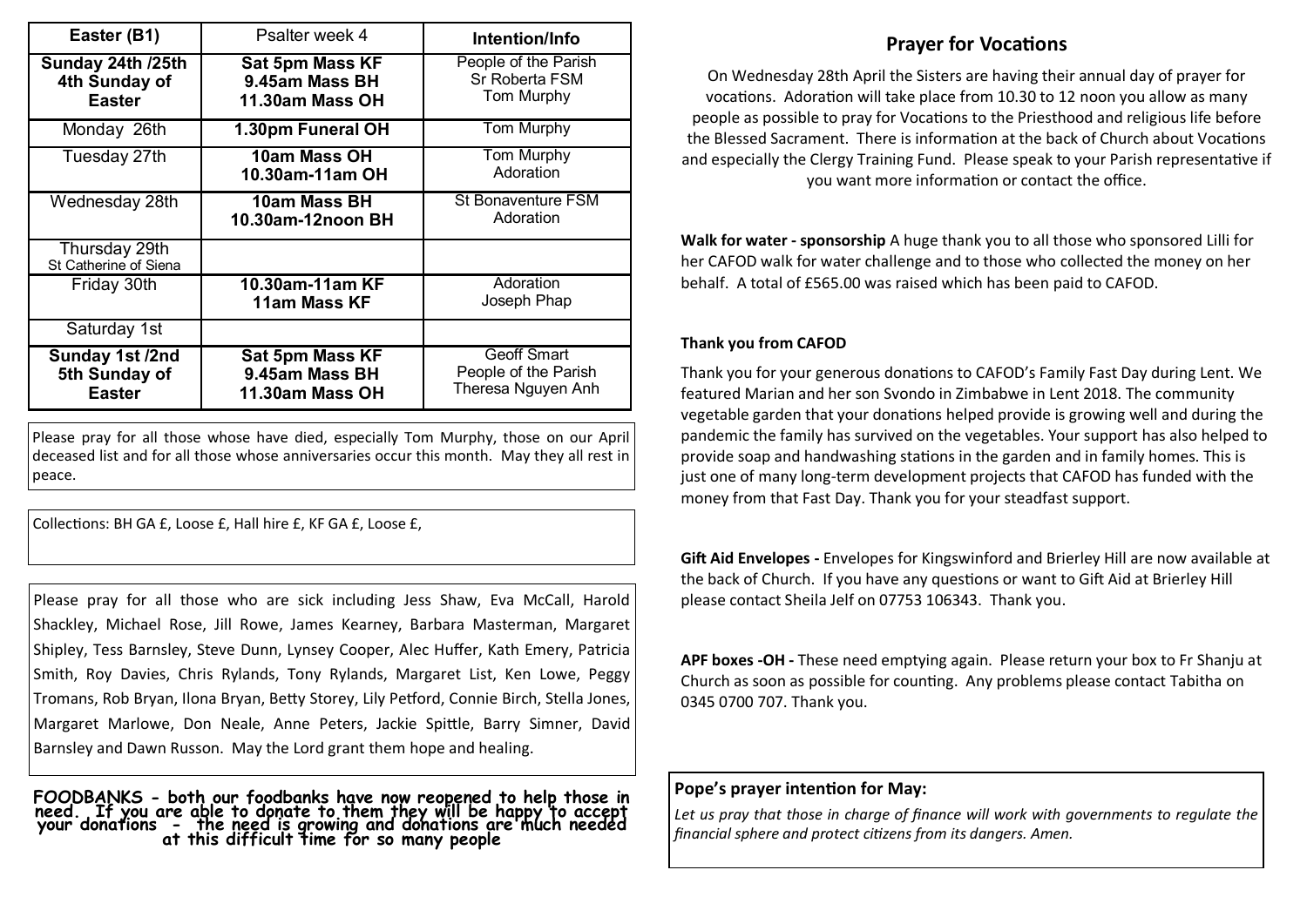| Easter (B1) | Psalter week 4 | Intention/Info |
|---|---|---|
| **Sunday 24th /25th 4th Sunday of Easter** | **Sat 5pm Mass KF 9.45am Mass BH 11.30am Mass OH** | People of the Parish Sr Roberta FSM Tom Murphy |
| Monday 26th | **1.30pm Funeral OH** | Tom Murphy |
| Tuesday 27th | **10am Mass OH 10.30am-11am OH** | Tom Murphy Adoration |
| Wednesday 28th | **10am Mass BH 10.30am-12noon BH** | St Bonaventure FSM Adoration |
| Thursday 29th St Catherine of Siena | | |
| Friday 30th | **10.30am-11am KF 11am Mass KF** | Adoration Joseph Phap |
| Saturday 1st | | |
| **Sunday 1st /2nd 5th Sunday of Easter** | **Sat 5pm Mass KF 9.45am Mass BH 11.30am Mass OH** | Geoff Smart People of the Parish Theresa Nguyen Anh |

Please pray for all those whose have died, especially Tom Murphy, those on our April deceased list and for all those whose anniversaries occur this month. May they all rest in peace.

Collections: BH GA £, Loose £, Hall hire £, KF GA £, Loose £,

Please pray for all those who are sick including Jess Shaw, Eva McCall, Harold Shackley, Michael Rose, Jill Rowe, James Kearney, Barbara Masterman, Margaret Shipley, Tess Barnsley, Steve Dunn, Lynsey Cooper, Alec Huffer, Kath Emery, Patricia Smith, Roy Davies, Chris Rylands, Tony Rylands, Margaret List, Ken Lowe, Peggy Tromans, Rob Bryan, Ilona Bryan, Betty Storey, Lily Petford, Connie Birch, Stella Jones, Margaret Marlowe, Don Neale, Anne Peters, Jackie Spittle, Barry Simner, David Barnsley and Dawn Russon. May the Lord grant them hope and healing.

**FOODBANKS - both our foodbanks have now reopened to help those in need. If you are able to donate to them they will be happy to accept your donations - the need is growing and donations are much needed at this difficult time for so many people**

## Prayer for Vocations

On Wednesday 28th April the Sisters are having their annual day of prayer for vocations. Adoration will take place from 10.30 to 12 noon you allow as many people as possible to pray for Vocations to the Priesthood and religious life before the Blessed Sacrament. There is information at the back of Church about Vocations and especially the Clergy Training Fund. Please speak to your Parish representative if you want more information or contact the office.

**Walk for water - sponsorship** A huge thank you to all those who sponsored Lilli for her CAFOD walk for water challenge and to those who collected the money on her behalf. A total of £565.00 was raised which has been paid to CAFOD.

**Thank you from CAFOD**

Thank you for your generous donations to CAFOD's Family Fast Day during Lent. We featured Marian and her son Svondo in Zimbabwe in Lent 2018. The community vegetable garden that your donations helped provide is growing well and during the pandemic the family has survived on the vegetables. Your support has also helped to provide soap and handwashing stations in the garden and in family homes. This is just one of many long-term development projects that CAFOD has funded with the money from that Fast Day. Thank you for your steadfast support.

**Gift Aid Envelopes -** Envelopes for Kingswinford and Brierley Hill are now available at the back of Church. If you have any questions or want to Gift Aid at Brierley Hill please contact Sheila Jelf on 07753 106343. Thank you.

**APF boxes -OH -** These need emptying again. Please return your box to Fr Shanju at Church as soon as possible for counting. Any problems please contact Tabitha on 0345 0700 707. Thank you.

**Pope's prayer intention for May:**

*Let us pray that those in charge of finance will work with governments to regulate the financial sphere and protect citizens from its dangers. Amen.*